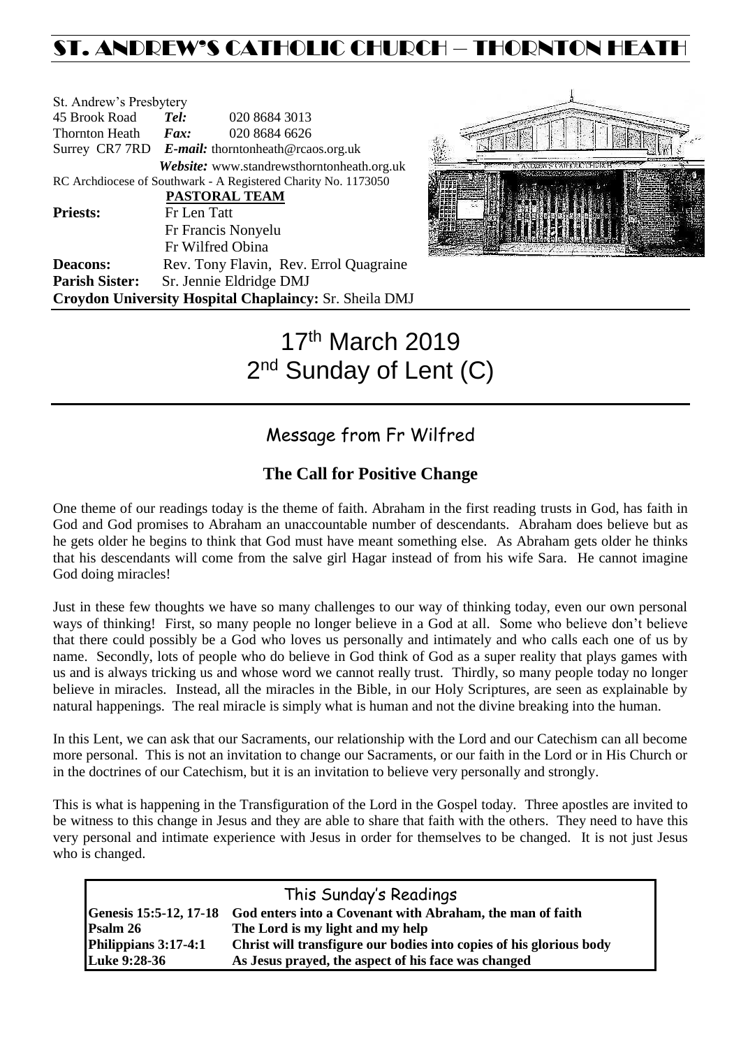# ST. ANDREW'S CATHOLIC CHURCH – THORNTON HEATH

St. Andrew's Presbytery
45 Brook Road *Tel:* 020 8684 3013
Thornton Heath *Fax:* 020 8684 6626
Surrey CR7 7RD *E-mail:* thorntonheath@rcaos.org.uk
*Website:* www.standrewsthorntonheath.org.uk
RC Archdiocese of Southwark - A Registered Charity No. 1173050

**PASTORAL TEAM**

**Priests:** Fr Len Tatt
Fr Francis Nonyelu
Fr Wilfred Obina
**Deacons:** Rev. Tony Flavin, Rev. Errol Quagraine
**Parish Sister:** Sr. Jennie Eldridge DMJ
**Croydon University Hospital Chaplaincy:** Sr. Sheila DMJ

# 17th March 2019
# 2nd Sunday of Lent (C)

## Message from Fr Wilfred

### The Call for Positive Change

One theme of our readings today is the theme of faith. Abraham in the first reading trusts in God, has faith in God and God promises to Abraham an unaccountable number of descendants. Abraham does believe but as he gets older he begins to think that God must have meant something else. As Abraham gets older he thinks that his descendants will come from the salve girl Hagar instead of from his wife Sara. He cannot imagine God doing miracles!

Just in these few thoughts we have so many challenges to our way of thinking today, even our own personal ways of thinking! First, so many people no longer believe in a God at all. Some who believe don't believe that there could possibly be a God who loves us personally and intimately and who calls each one of us by name. Secondly, lots of people who do believe in God think of God as a super reality that plays games with us and is always tricking us and whose word we cannot really trust. Thirdly, so many people today no longer believe in miracles. Instead, all the miracles in the Bible, in our Holy Scriptures, are seen as explainable by natural happenings. The real miracle is simply what is human and not the divine breaking into the human.

In this Lent, we can ask that our Sacraments, our relationship with the Lord and our Catechism can all become more personal. This is not an invitation to change our Sacraments, or our faith in the Lord or in His Church or in the doctrines of our Catechism, but it is an invitation to believe very personally and strongly.

This is what is happening in the Transfiguration of the Lord in the Gospel today. Three apostles are invited to be witness to this change in Jesus and they are able to share that faith with the others. They need to have this very personal and intimate experience with Jesus in order for themselves to be changed. It is not just Jesus who is changed.

## This Sunday's Readings

| | |
|---|---|
| **Genesis 15:5-12, 17-18** | **God enters into a Covenant with Abraham, the man of faith** |
| **Psalm 26** | **The Lord is my light and my help** |
| **Philippians 3:17-4:1** | **Christ will transfigure our bodies into copies of his glorious body** |
| **Luke 9:28-36** | **As Jesus prayed, the aspect of his face was changed** |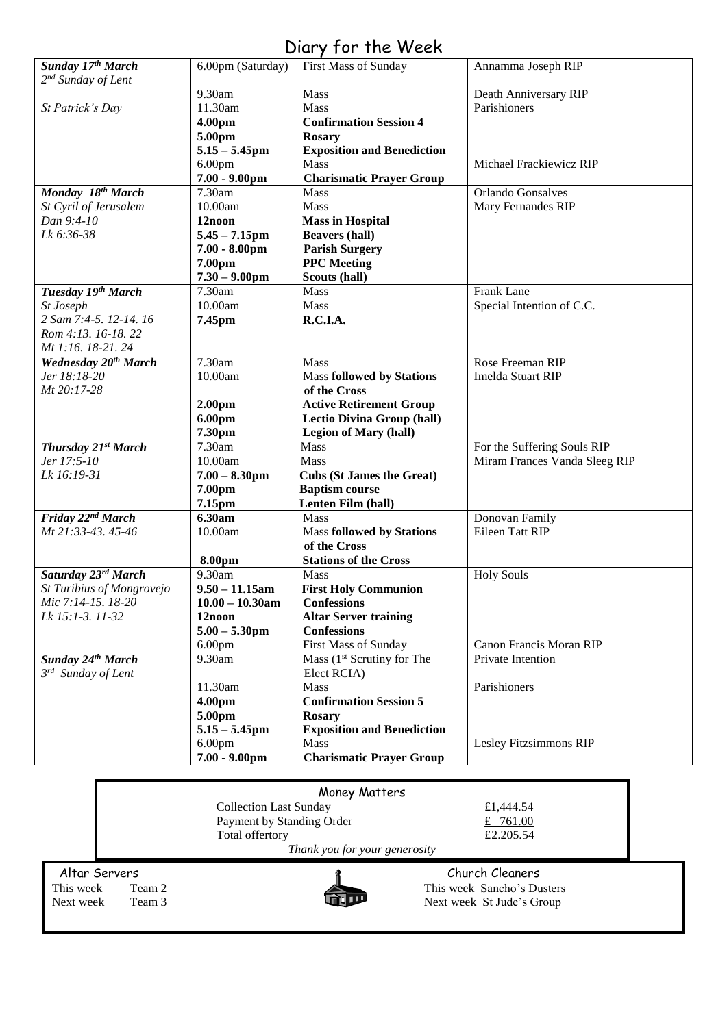# Diary for the Week

| Day | Time | Event | Intention |
|---|---|---|---|
| ***Sunday 17th March*** *2nd Sunday of Lent* | 6.00pm (Saturday) | First Mass of Sunday | Annamma Joseph RIP |
| | 9.30am | Mass | Death Anniversary RIP |
| *St Patrick's Day* | 11.30am | Mass | Parishioners |
| | **4.00pm** | **Confirmation Session 4** | |
| | **5.00pm** | **Rosary** | |
| | **5.15 – 5.45pm** | **Exposition and Benediction** | |
| | 6.00pm | Mass | Michael Frackiewicz RIP |
| | **7.00 - 9.00pm** | **Charismatic Prayer Group** | |
| ***Monday 18th March*** | 7.30am | Mass | Orlando Gonsalves |
| *St Cyril of Jerusalem* | 10.00am | Mass | Mary Fernandes RIP |
| *Dan 9:4-10* | **12noon** | **Mass in Hospital** | |
| *Lk 6:36-38* | **5.45 – 7.15pm** | **Beavers (hall)** | |
| | **7.00 - 8.00pm** | **Parish Surgery** | |
| | **7.00pm** | **PPC Meeting** | |
| | **7.30 – 9.00pm** | **Scouts (hall)** | |
| ***Tuesday 19th March*** | 7.30am | Mass | Frank Lane |
| *St Joseph* | 10.00am | Mass | Special Intention of C.C. |
| *2 Sam 7:4-5. 12-14. 16* *Rom 4:13. 16-18. 22* *Mt 1:16. 18-21. 24* | **7.45pm** | **R.C.I.A.** | |
| ***Wednesday 20th March*** | 7.30am | Mass | Rose Freeman RIP |
| *Jer 18:18-20* *Mt 20:17-28* | 10.00am | Mass **followed by Stations of the Cross** | Imelda Stuart RIP |
| | **2.00pm** | **Active Retirement Group** | |
| | **6.00pm** | **Lectio Divina Group (hall)** | |
| | **7.30pm** | **Legion of Mary (hall)** | |
| ***Thursday 21st March*** | 7.30am | Mass | For the Suffering Souls RIP |
| *Jer 17:5-10* | 10.00am | Mass | Miram Frances Vanda Sleeg RIP |
| *Lk 16:19-31* | **7.00 – 8.30pm** | **Cubs (St James the Great)** | |
| | **7.00pm** | **Baptism course** | |
| | **7.15pm** | **Lenten Film (hall)** | |
| ***Friday 22nd March*** | **6.30am** | Mass | Donovan Family |
| *Mt 21:33-43. 45-46* | 10.00am | Mass **followed by Stations of the Cross** | Eileen Tatt RIP |
| | **8.00pm** | **Stations of the Cross** | |
| ***Saturday 23rd March*** | 9.30am | Mass | Holy Souls |
| *St Turibius of Mongrovejo* | **9.50 – 11.15am** | **First Holy Communion** | |
| *Mic 7:14-15. 18-20* | **10.00 – 10.30am** | **Confessions** | |
| *Lk 15:1-3. 11-32* | **12noon** | **Altar Server training** | |
| | **5.00 – 5.30pm** | **Confessions** | |
| | 6.00pm | First Mass of Sunday | Canon Francis Moran RIP |
| ***Sunday 24th March*** *3rd Sunday of Lent* | 9.30am | Mass (1st Scrutiny for The Elect RCIA) | Private Intention |
| | 11.30am | Mass | Parishioners |
| | **4.00pm** | **Confirmation Session 5** | |
| | **5.00pm** | **Rosary** | |
| | **5.15 – 5.45pm** | **Exposition and Benediction** | |
| | 6.00pm | Mass | Lesley Fitzsimmons RIP |
| | **7.00 - 9.00pm** | **Charismatic Prayer Group** | |

## Money Matters

| | |
|---|---|
| Collection Last Sunday | £1,444.54 |
| Payment by Standing Order | £ 761.00 |
| Total offertory | £2.205.54 |

*Thank you for your generosity*

**Altar Servers**

This week Team 2
Next week Team 3

**Church Cleaners**

This week Sancho's Dusters
Next week St Jude's Group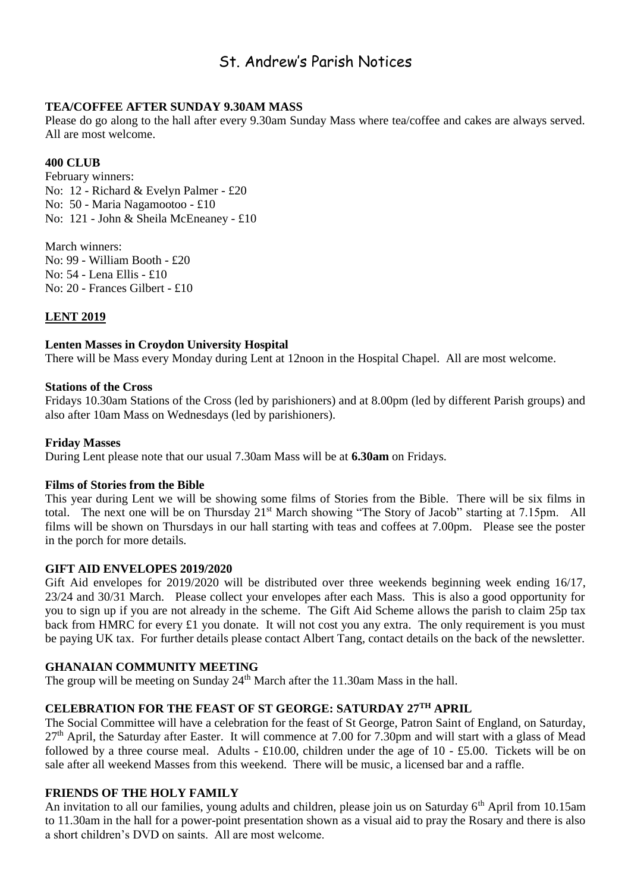# St. Andrew's Parish Notices

**TEA/COFFEE AFTER SUNDAY 9.30AM MASS**

Please do go along to the hall after every 9.30am Sunday Mass where tea/coffee and cakes are always served. All are most welcome.

**400 CLUB**

February winners:
No: 12 - Richard & Evelyn Palmer - £20
No: 50 - Maria Nagamootoo - £10
No: 121 - John & Sheila McEneaney - £10

March winners:
No: 99 - William Booth - £20
No: 54 - Lena Ellis - £10
No: 20 - Frances Gilbert - £10

**LENT 2019**

**Lenten Masses in Croydon University Hospital**

There will be Mass every Monday during Lent at 12noon in the Hospital Chapel. All are most welcome.

**Stations of the Cross**

Fridays 10.30am Stations of the Cross (led by parishioners) and at 8.00pm (led by different Parish groups) and also after 10am Mass on Wednesdays (led by parishioners).

**Friday Masses**

During Lent please note that our usual 7.30am Mass will be at **6.30am** on Fridays.

**Films of Stories from the Bible**

This year during Lent we will be showing some films of Stories from the Bible. There will be six films in total. The next one will be on Thursday 21st March showing "The Story of Jacob" starting at 7.15pm. All films will be shown on Thursdays in our hall starting with teas and coffees at 7.00pm. Please see the poster in the porch for more details.

**GIFT AID ENVELOPES 2019/2020**

Gift Aid envelopes for 2019/2020 will be distributed over three weekends beginning week ending 16/17, 23/24 and 30/31 March. Please collect your envelopes after each Mass. This is also a good opportunity for you to sign up if you are not already in the scheme. The Gift Aid Scheme allows the parish to claim 25p tax back from HMRC for every £1 you donate. It will not cost you any extra. The only requirement is you must be paying UK tax. For further details please contact Albert Tang, contact details on the back of the newsletter.

**GHANAIAN COMMUNITY MEETING**

The group will be meeting on Sunday 24th March after the 11.30am Mass in the hall.

**CELEBRATION FOR THE FEAST OF ST GEORGE: SATURDAY 27TH APRIL**

The Social Committee will have a celebration for the feast of St George, Patron Saint of England, on Saturday, 27th April, the Saturday after Easter. It will commence at 7.00 for 7.30pm and will start with a glass of Mead followed by a three course meal. Adults - £10.00, children under the age of 10 - £5.00. Tickets will be on sale after all weekend Masses from this weekend. There will be music, a licensed bar and a raffle.

**FRIENDS OF THE HOLY FAMILY**

An invitation to all our families, young adults and children, please join us on Saturday 6th April from 10.15am to 11.30am in the hall for a power-point presentation shown as a visual aid to pray the Rosary and there is also a short children's DVD on saints. All are most welcome.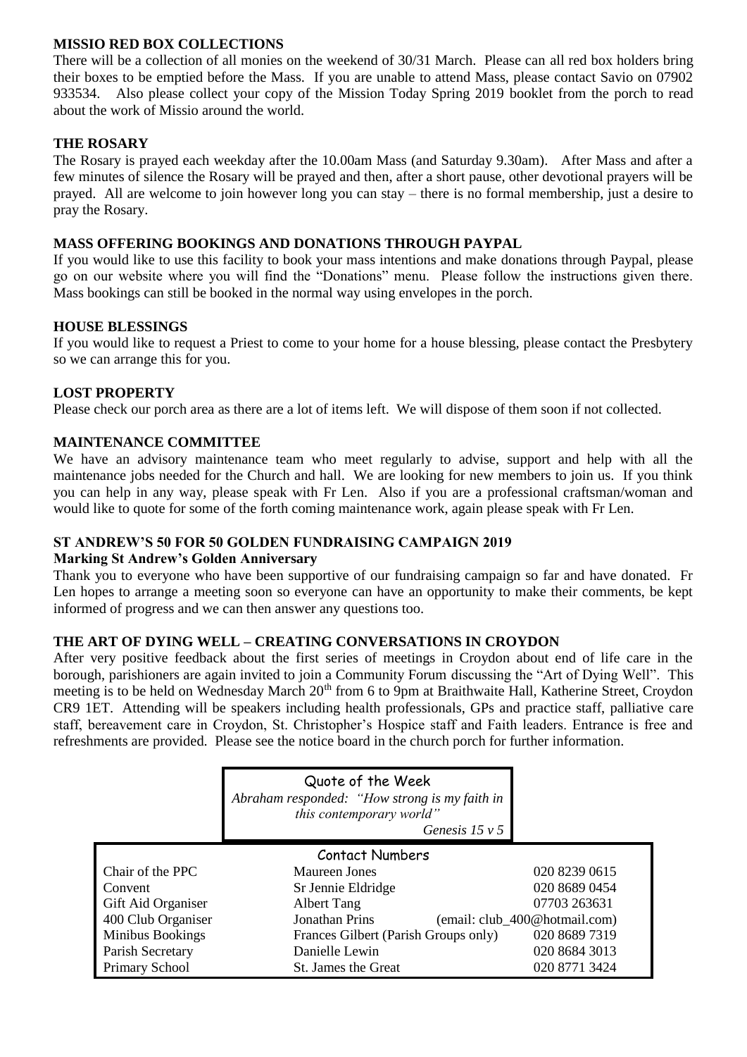## MISSIO RED BOX COLLECTIONS

There will be a collection of all monies on the weekend of 30/31 March. Please can all red box holders bring their boxes to be emptied before the Mass. If you are unable to attend Mass, please contact Savio on 07902 933534. Also please collect your copy of the Mission Today Spring 2019 booklet from the porch to read about the work of Missio around the world.

## THE ROSARY

The Rosary is prayed each weekday after the 10.00am Mass (and Saturday 9.30am). After Mass and after a few minutes of silence the Rosary will be prayed and then, after a short pause, other devotional prayers will be prayed. All are welcome to join however long you can stay – there is no formal membership, just a desire to pray the Rosary.

## MASS OFFERING BOOKINGS AND DONATIONS THROUGH PAYPAL

If you would like to use this facility to book your mass intentions and make donations through Paypal, please go on our website where you will find the "Donations" menu. Please follow the instructions given there. Mass bookings can still be booked in the normal way using envelopes in the porch.

## HOUSE BLESSINGS

If you would like to request a Priest to come to your home for a house blessing, please contact the Presbytery so we can arrange this for you.

## LOST PROPERTY

Please check our porch area as there are a lot of items left. We will dispose of them soon if not collected.

## MAINTENANCE COMMITTEE

We have an advisory maintenance team who meet regularly to advise, support and help with all the maintenance jobs needed for the Church and hall. We are looking for new members to join us. If you think you can help in any way, please speak with Fr Len. Also if you are a professional craftsman/woman and would like to quote for some of the forth coming maintenance work, again please speak with Fr Len.

## ST ANDREW'S 50 FOR 50 GOLDEN FUNDRAISING CAMPAIGN 2019

**Marking St Andrew's Golden Anniversary**

Thank you to everyone who have been supportive of our fundraising campaign so far and have donated. Fr Len hopes to arrange a meeting soon so everyone can have an opportunity to make their comments, be kept informed of progress and we can then answer any questions too.

## THE ART OF DYING WELL – CREATING CONVERSATIONS IN CROYDON

After very positive feedback about the first series of meetings in Croydon about end of life care in the borough, parishioners are again invited to join a Community Forum discussing the "Art of Dying Well". This meeting is to be held on Wednesday March 20th from 6 to 9pm at Braithwaite Hall, Katherine Street, Croydon CR9 1ET. Attending will be speakers including health professionals, GPs and practice staff, palliative care staff, bereavement care in Croydon, St. Christopher's Hospice staff and Faith leaders. Entrance is free and refreshments are provided. Please see the notice board in the church porch for further information.

**Quote of the Week**

*Abraham responded: "How strong is my faith in this contemporary world"*

*Genesis 15 v 5*

**Contact Numbers**

| | | |
|---|---|---|
| Chair of the PPC | Maureen Jones | 020 8239 0615 |
| Convent | Sr Jennie Eldridge | 020 8689 0454 |
| Gift Aid Organiser | Albert Tang | 07703 263631 |
| 400 Club Organiser | Jonathan Prins | (email: club_400@hotmail.com) |
| Minibus Bookings | Frances Gilbert (Parish Groups only) | 020 8689 7319 |
| Parish Secretary | Danielle Lewin | 020 8684 3013 |
| Primary School | St. James the Great | 020 8771 3424 |